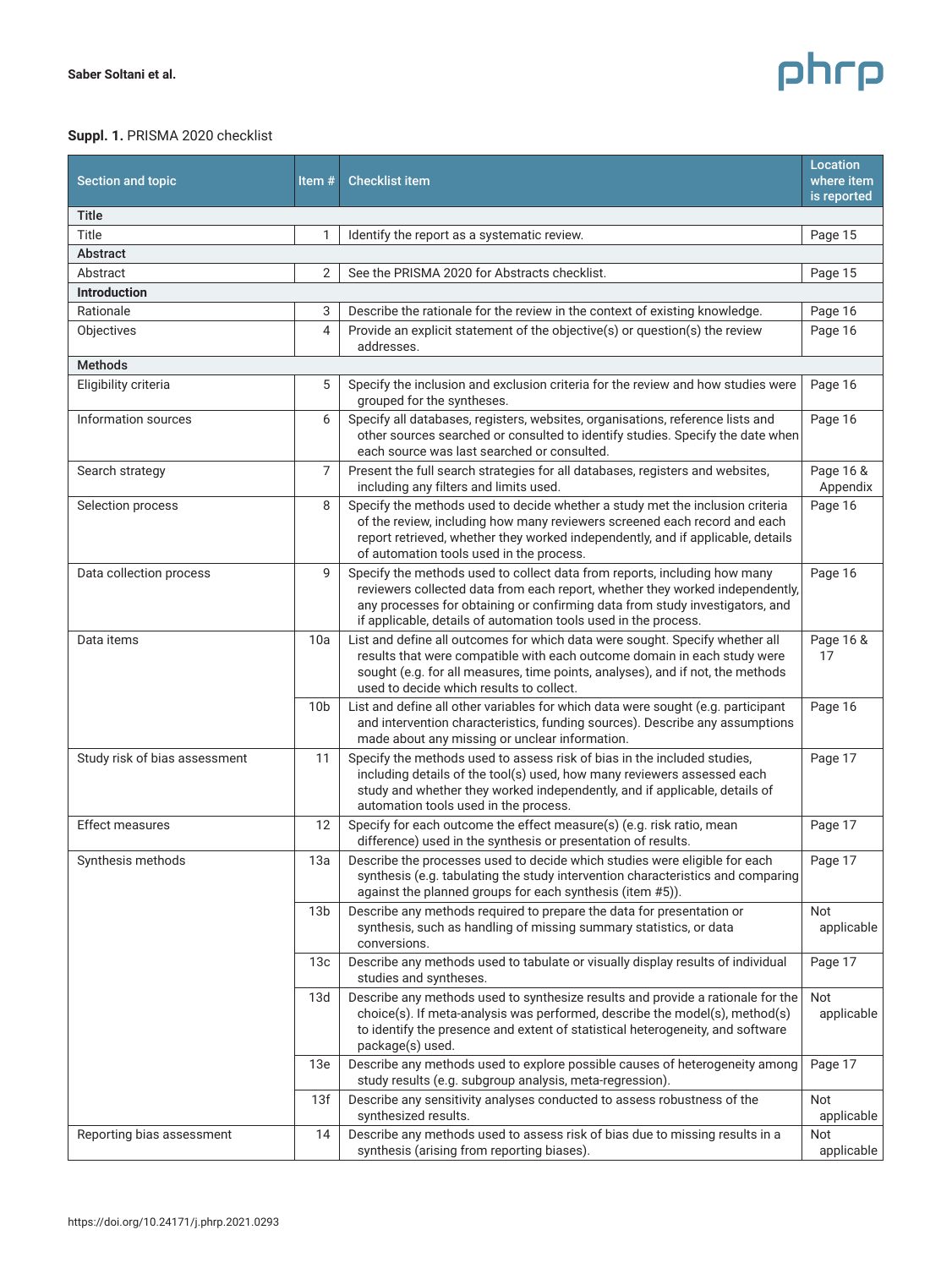**Suppl. 1.** PRISMA 2020 checklist

| Section and topic | Item # | Checklist item | Location where item is reported |
|---|---|---|---|
| **Title** | | | |
| Title | 1 | Identify the report as a systematic review. | Page 15 |
| **Abstract** | | | |
| Abstract | 2 | See the PRISMA 2020 for Abstracts checklist. | Page 15 |
| **Introduction** | | | |
| Rationale | 3 | Describe the rationale for the review in the context of existing knowledge. | Page 16 |
| Objectives | 4 | Provide an explicit statement of the objective(s) or question(s) the review addresses. | Page 16 |
| **Methods** | | | |
| Eligibility criteria | 5 | Specify the inclusion and exclusion criteria for the review and how studies were grouped for the syntheses. | Page 16 |
| Information sources | 6 | Specify all databases, registers, websites, organisations, reference lists and other sources searched or consulted to identify studies. Specify the date when each source was last searched or consulted. | Page 16 |
| Search strategy | 7 | Present the full search strategies for all databases, registers and websites, including any filters and limits used. | Page 16 & Appendix |
| Selection process | 8 | Specify the methods used to decide whether a study met the inclusion criteria of the review, including how many reviewers screened each record and each report retrieved, whether they worked independently, and if applicable, details of automation tools used in the process. | Page 16 |
| Data collection process | 9 | Specify the methods used to collect data from reports, including how many reviewers collected data from each report, whether they worked independently, any processes for obtaining or confirming data from study investigators, and if applicable, details of automation tools used in the process. | Page 16 |
| Data items | 10a | List and define all outcomes for which data were sought. Specify whether all results that were compatible with each outcome domain in each study were sought (e.g. for all measures, time points, analyses), and if not, the methods used to decide which results to collect. | Page 16 & 17 |
| | 10b | List and define all other variables for which data were sought (e.g. participant and intervention characteristics, funding sources). Describe any assumptions made about any missing or unclear information. | Page 16 |
| Study risk of bias assessment | 11 | Specify the methods used to assess risk of bias in the included studies, including details of the tool(s) used, how many reviewers assessed each study and whether they worked independently, and if applicable, details of automation tools used in the process. | Page 17 |
| Effect measures | 12 | Specify for each outcome the effect measure(s) (e.g. risk ratio, mean difference) used in the synthesis or presentation of results. | Page 17 |
| Synthesis methods | 13a | Describe the processes used to decide which studies were eligible for each synthesis (e.g. tabulating the study intervention characteristics and comparing against the planned groups for each synthesis (item #5)). | Page 17 |
| | 13b | Describe any methods required to prepare the data for presentation or synthesis, such as handling of missing summary statistics, or data conversions. | Not applicable |
| | 13c | Describe any methods used to tabulate or visually display results of individual studies and syntheses. | Page 17 |
| | 13d | Describe any methods used to synthesize results and provide a rationale for the choice(s). If meta-analysis was performed, describe the model(s), method(s) to identify the presence and extent of statistical heterogeneity, and software package(s) used. | Not applicable |
| | 13e | Describe any methods used to explore possible causes of heterogeneity among study results (e.g. subgroup analysis, meta-regression). | Page 17 |
| | 13f | Describe any sensitivity analyses conducted to assess robustness of the synthesized results. | Not applicable |
| Reporting bias assessment | 14 | Describe any methods used to assess risk of bias due to missing results in a synthesis (arising from reporting biases). | Not applicable |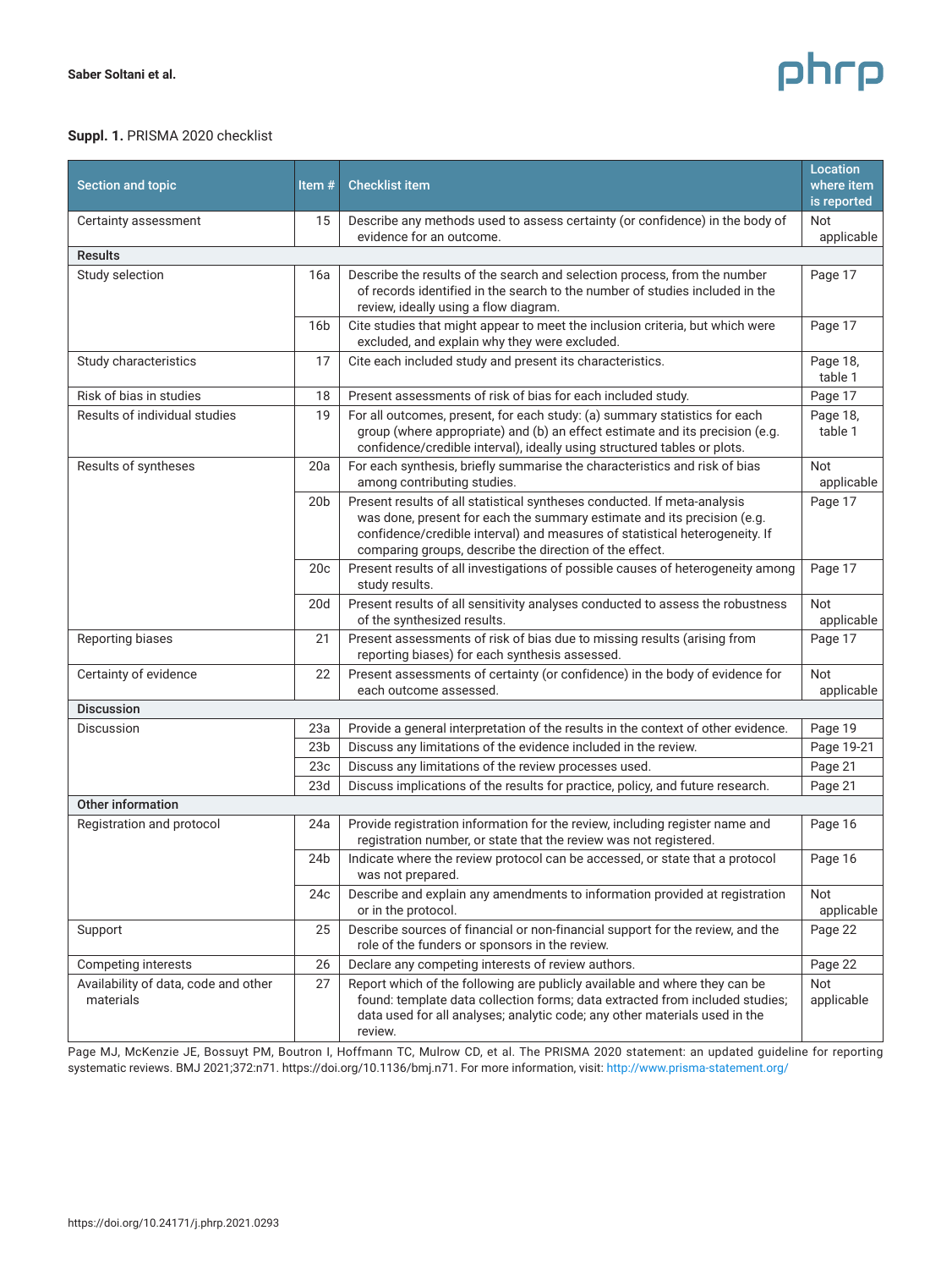**Suppl. 1.** PRISMA 2020 checklist

| Section and topic | Item # | Checklist item | Location where item is reported |
|---|---|---|---|
| Certainty assessment | 15 | Describe any methods used to assess certainty (or confidence) in the body of evidence for an outcome. | Not applicable |
| **Results** | | | |
| Study selection | 16a | Describe the results of the search and selection process, from the number of records identified in the search to the number of studies included in the review, ideally using a flow diagram. | Page 17 |
| | 16b | Cite studies that might appear to meet the inclusion criteria, but which were excluded, and explain why they were excluded. | Page 17 |
| Study characteristics | 17 | Cite each included study and present its characteristics. | Page 18, table 1 |
| Risk of bias in studies | 18 | Present assessments of risk of bias for each included study. | Page 17 |
| Results of individual studies | 19 | For all outcomes, present, for each study: (a) summary statistics for each group (where appropriate) and (b) an effect estimate and its precision (e.g. confidence/credible interval), ideally using structured tables or plots. | Page 18, table 1 |
| Results of syntheses | 20a | For each synthesis, briefly summarise the characteristics and risk of bias among contributing studies. | Not applicable |
| | 20b | Present results of all statistical syntheses conducted. If meta-analysis was done, present for each the summary estimate and its precision (e.g. confidence/credible interval) and measures of statistical heterogeneity. If comparing groups, describe the direction of the effect. | Page 17 |
| | 20c | Present results of all investigations of possible causes of heterogeneity among study results. | Page 17 |
| | 20d | Present results of all sensitivity analyses conducted to assess the robustness of the synthesized results. | Not applicable |
| Reporting biases | 21 | Present assessments of risk of bias due to missing results (arising from reporting biases) for each synthesis assessed. | Page 17 |
| Certainty of evidence | 22 | Present assessments of certainty (or confidence) in the body of evidence for each outcome assessed. | Not applicable |
| **Discussion** | | | |
| Discussion | 23a | Provide a general interpretation of the results in the context of other evidence. | Page 19 |
| | 23b | Discuss any limitations of the evidence included in the review. | Page 19-21 |
| | 23c | Discuss any limitations of the review processes used. | Page 21 |
| | 23d | Discuss implications of the results for practice, policy, and future research. | Page 21 |
| **Other information** | | | |
| Registration and protocol | 24a | Provide registration information for the review, including register name and registration number, or state that the review was not registered. | Page 16 |
| | 24b | Indicate where the review protocol can be accessed, or state that a protocol was not prepared. | Page 16 |
| | 24c | Describe and explain any amendments to information provided at registration or in the protocol. | Not applicable |
| Support | 25 | Describe sources of financial or non-financial support for the review, and the role of the funders or sponsors in the review. | Page 22 |
| Competing interests | 26 | Declare any competing interests of review authors. | Page 22 |
| Availability of data, code and other materials | 27 | Report which of the following are publicly available and where they can be found: template data collection forms; data extracted from included studies; data used for all analyses; analytic code; any other materials used in the review. | Not applicable |

Page MJ, McKenzie JE, Bossuyt PM, Boutron I, Hoffmann TC, Mulrow CD, et al. The PRISMA 2020 statement: an updated guideline for reporting systematic reviews. BMJ 2021;372:n71. https://doi.org/10.1136/bmj.n71. For more information, visit: http://www.prisma-statement.org/